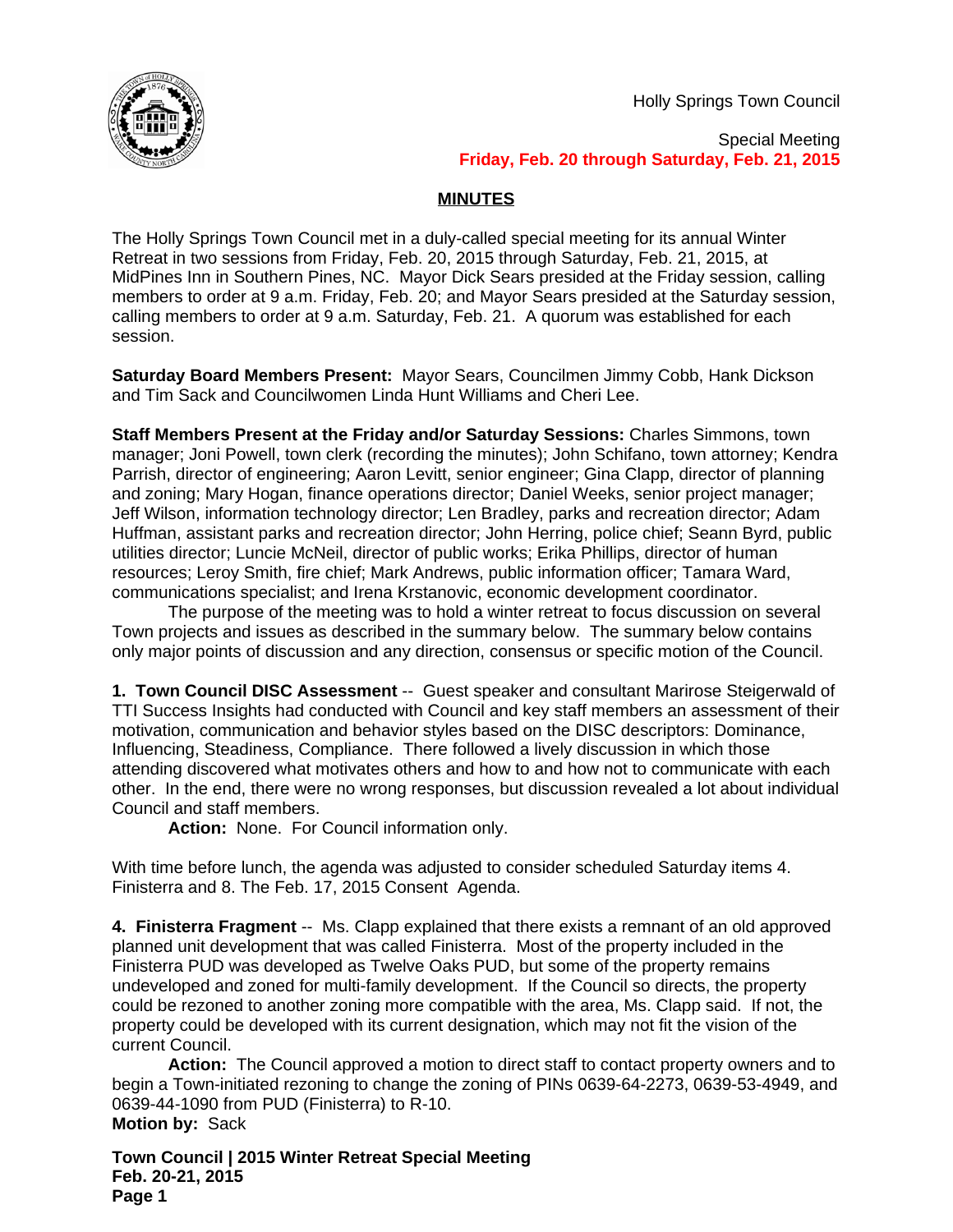Holly Springs Town Council

Special Meeting
**Friday, Feb. 20 through Saturday, Feb. 21, 2015**

## MINUTES

The Holly Springs Town Council met in a duly-called special meeting for its annual Winter Retreat in two sessions from Friday, Feb. 20, 2015 through Saturday, Feb. 21, 2015, at MidPines Inn in Southern Pines, NC. Mayor Dick Sears presided at the Friday session, calling members to order at 9 a.m. Friday, Feb. 20; and Mayor Sears presided at the Saturday session, calling members to order at 9 a.m. Saturday, Feb. 21. A quorum was established for each session.

**Saturday Board Members Present:** Mayor Sears, Councilmen Jimmy Cobb, Hank Dickson and Tim Sack and Councilwomen Linda Hunt Williams and Cheri Lee.

**Staff Members Present at the Friday and/or Saturday Sessions:** Charles Simmons, town manager; Joni Powell, town clerk (recording the minutes); John Schifano, town attorney; Kendra Parrish, director of engineering; Aaron Levitt, senior engineer; Gina Clapp, director of planning and zoning; Mary Hogan, finance operations director; Daniel Weeks, senior project manager; Jeff Wilson, information technology director; Len Bradley, parks and recreation director; Adam Huffman, assistant parks and recreation director; John Herring, police chief; Seann Byrd, public utilities director; Luncie McNeil, director of public works; Erika Phillips, director of human resources; Leroy Smith, fire chief; Mark Andrews, public information officer; Tamara Ward, communications specialist; and Irena Krstanovic, economic development coordinator.

The purpose of the meeting was to hold a winter retreat to focus discussion on several Town projects and issues as described in the summary below. The summary below contains only major points of discussion and any direction, consensus or specific motion of the Council.

**1. Town Council DISC Assessment** -- Guest speaker and consultant Marirose Steigerwald of TTI Success Insights had conducted with Council and key staff members an assessment of their motivation, communication and behavior styles based on the DISC descriptors: Dominance, Influencing, Steadiness, Compliance. There followed a lively discussion in which those attending discovered what motivates others and how to and how not to communicate with each other. In the end, there were no wrong responses, but discussion revealed a lot about individual Council and staff members.

**Action:** None. For Council information only.

With time before lunch, the agenda was adjusted to consider scheduled Saturday items 4. Finisterra and 8. The Feb. 17, 2015 Consent Agenda.

**4. Finisterra Fragment** -- Ms. Clapp explained that there exists a remnant of an old approved planned unit development that was called Finisterra. Most of the property included in the Finisterra PUD was developed as Twelve Oaks PUD, but some of the property remains undeveloped and zoned for multi-family development. If the Council so directs, the property could be rezoned to another zoning more compatible with the area, Ms. Clapp said. If not, the property could be developed with its current designation, which may not fit the vision of the current Council.

**Action:** The Council approved a motion to direct staff to contact property owners and to begin a Town-initiated rezoning to change the zoning of PINs 0639-64-2273, 0639-53-4949, and 0639-44-1090 from PUD (Finisterra) to R-10.

**Motion by:** Sack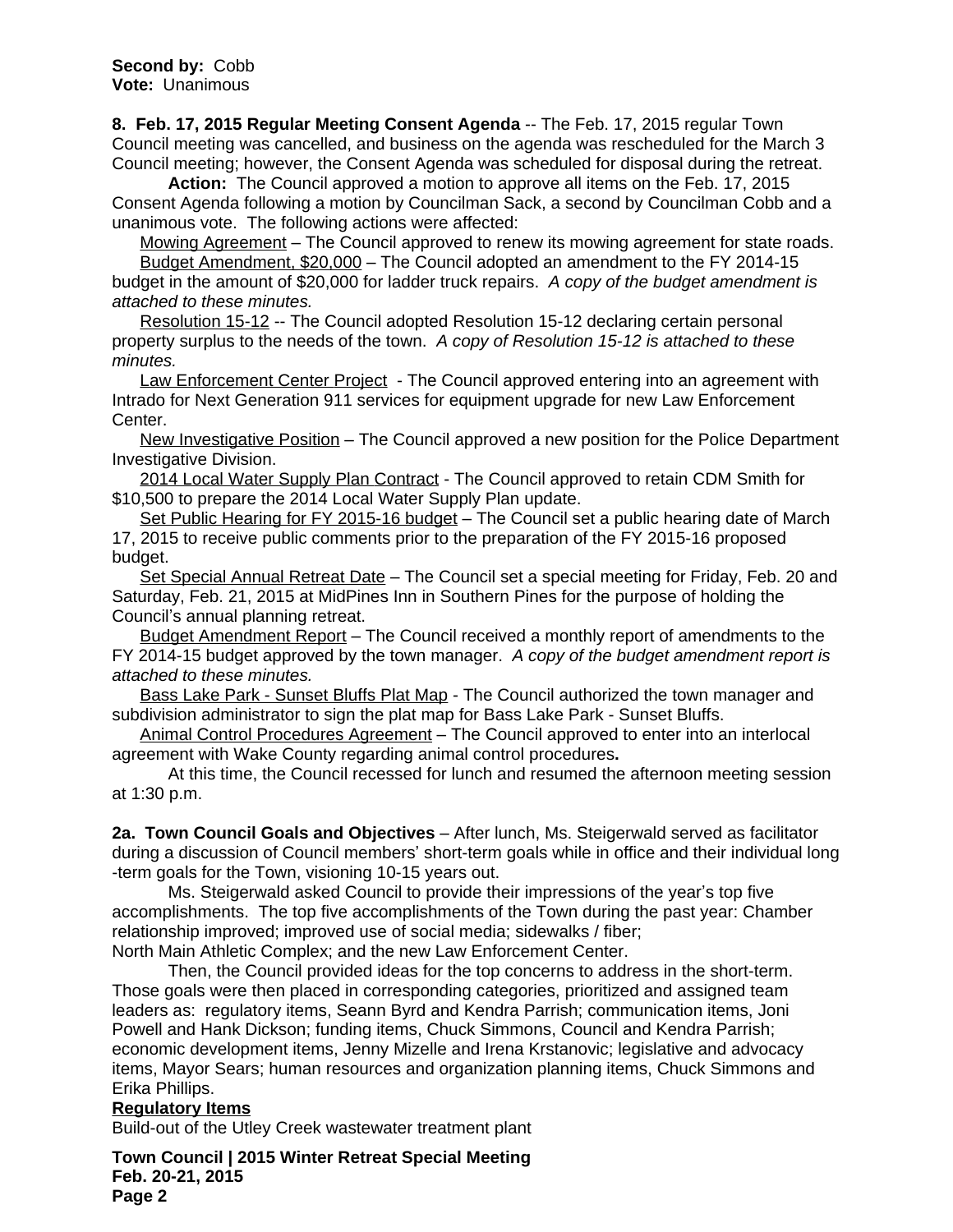**Second by:** Cobb
**Vote:** Unanimous

**8. Feb. 17, 2015 Regular Meeting Consent Agenda** -- The Feb. 17, 2015 regular Town Council meeting was cancelled, and business on the agenda was rescheduled for the March 3 Council meeting; however, the Consent Agenda was scheduled for disposal during the retreat.

**Action:** The Council approved a motion to approve all items on the Feb. 17, 2015 Consent Agenda following a motion by Councilman Sack, a second by Councilman Cobb and a unanimous vote. The following actions were affected:

Mowing Agreement – The Council approved to renew its mowing agreement for state roads.

Budget Amendment, $20,000 – The Council adopted an amendment to the FY 2014-15 budget in the amount of $20,000 for ladder truck repairs. *A copy of the budget amendment is attached to these minutes.*

Resolution 15-12 -- The Council adopted Resolution 15-12 declaring certain personal property surplus to the needs of the town. *A copy of Resolution 15-12 is attached to these minutes.*

Law Enforcement Center Project - The Council approved entering into an agreement with Intrado for Next Generation 911 services for equipment upgrade for new Law Enforcement Center.

New Investigative Position – The Council approved a new position for the Police Department Investigative Division.

2014 Local Water Supply Plan Contract - The Council approved to retain CDM Smith for $10,500 to prepare the 2014 Local Water Supply Plan update.

Set Public Hearing for FY 2015-16 budget – The Council set a public hearing date of March 17, 2015 to receive public comments prior to the preparation of the FY 2015-16 proposed budget.

Set Special Annual Retreat Date – The Council set a special meeting for Friday, Feb. 20 and Saturday, Feb. 21, 2015 at MidPines Inn in Southern Pines for the purpose of holding the Council's annual planning retreat.

Budget Amendment Report – The Council received a monthly report of amendments to the FY 2014-15 budget approved by the town manager. *A copy of the budget amendment report is attached to these minutes.*

Bass Lake Park - Sunset Bluffs Plat Map - The Council authorized the town manager and subdivision administrator to sign the plat map for Bass Lake Park - Sunset Bluffs.

Animal Control Procedures Agreement – The Council approved to enter into an interlocal agreement with Wake County regarding animal control procedures**.**

At this time, the Council recessed for lunch and resumed the afternoon meeting session at 1:30 p.m.

**2a. Town Council Goals and Objectives** – After lunch, Ms. Steigerwald served as facilitator during a discussion of Council members' short-term goals while in office and their individual long-term goals for the Town, visioning 10-15 years out.

Ms. Steigerwald asked Council to provide their impressions of the year's top five accomplishments. The top five accomplishments of the Town during the past year: Chamber relationship improved; improved use of social media; sidewalks / fiber; North Main Athletic Complex; and the new Law Enforcement Center.

Then, the Council provided ideas for the top concerns to address in the short-term. Those goals were then placed in corresponding categories, prioritized and assigned team leaders as: regulatory items, Seann Byrd and Kendra Parrish; communication items, Joni Powell and Hank Dickson; funding items, Chuck Simmons, Council and Kendra Parrish; economic development items, Jenny Mizelle and Irena Krstanovic; legislative and advocacy items, Mayor Sears; human resources and organization planning items, Chuck Simmons and Erika Phillips.

**Regulatory Items**

Build-out of the Utley Creek wastewater treatment plant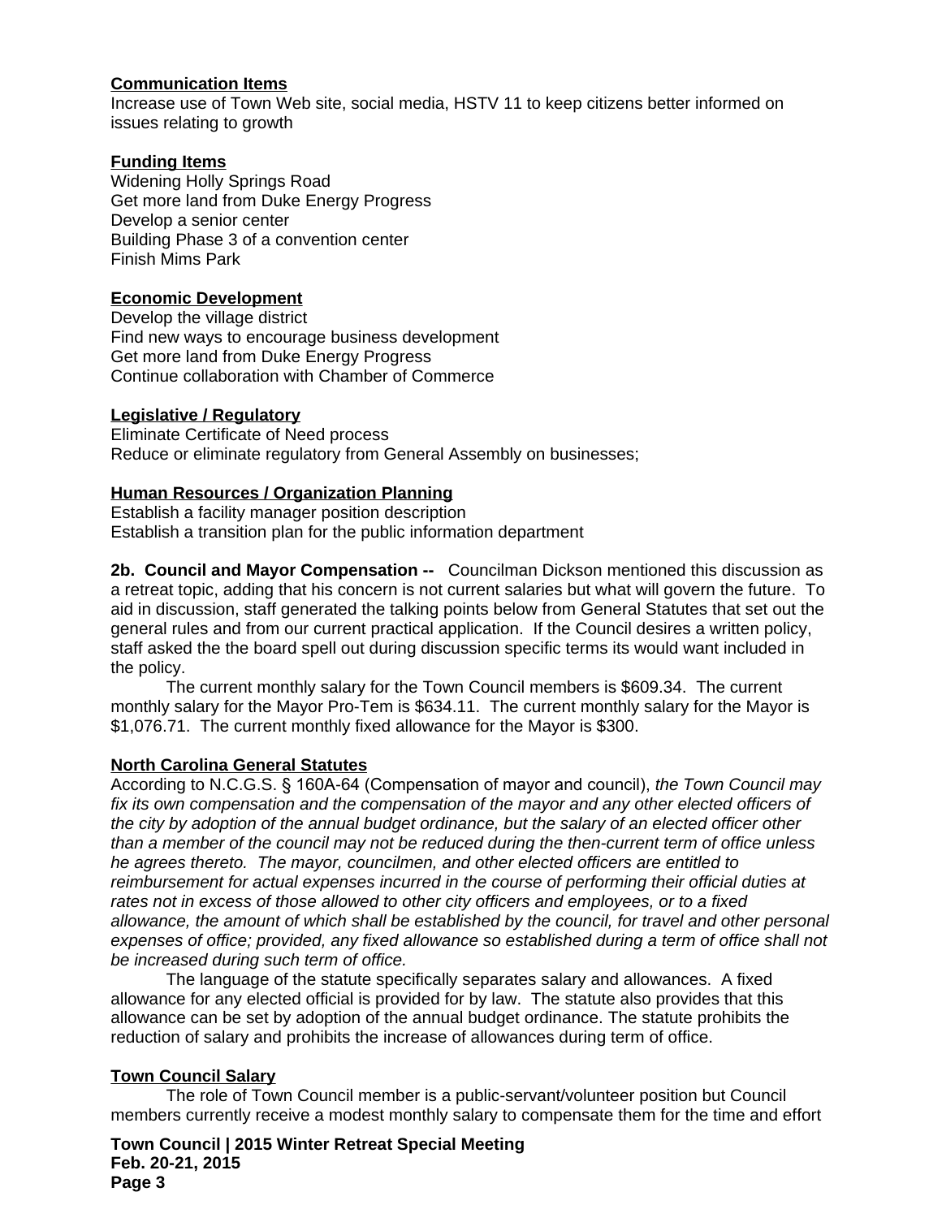**Communication Items**
Increase use of Town Web site, social media, HSTV 11 to keep citizens better informed on issues relating to growth

**Funding Items**
Widening Holly Springs Road
Get more land from Duke Energy Progress
Develop a senior center
Building Phase 3 of a convention center
Finish Mims Park

**Economic Development**
Develop the village district
Find new ways to encourage business development
Get more land from Duke Energy Progress
Continue collaboration with Chamber of Commerce

**Legislative / Regulatory**
Eliminate Certificate of Need process
Reduce or eliminate regulatory from General Assembly on businesses;

**Human Resources / Organization Planning**
Establish a facility manager position description
Establish a transition plan for the public information department

**2b. Council and Mayor Compensation --** Councilman Dickson mentioned this discussion as a retreat topic, adding that his concern is not current salaries but what will govern the future. To aid in discussion, staff generated the talking points below from General Statutes that set out the general rules and from our current practical application. If the Council desires a written policy, staff asked the the board spell out during discussion specific terms its would want included in the policy.

The current monthly salary for the Town Council members is $609.34. The current monthly salary for the Mayor Pro-Tem is $634.11. The current monthly salary for the Mayor is $1,076.71. The current monthly fixed allowance for the Mayor is $300.

**North Carolina General Statutes**
According to N.C.G.S. § 160A-64 (Compensation of mayor and council), *the Town Council may fix its own compensation and the compensation of the mayor and any other elected officers of the city by adoption of the annual budget ordinance, but the salary of an elected officer other than a member of the council may not be reduced during the then-current term of office unless he agrees thereto. The mayor, councilmen, and other elected officers are entitled to reimbursement for actual expenses incurred in the course of performing their official duties at rates not in excess of those allowed to other city officers and employees, or to a fixed allowance, the amount of which shall be established by the council, for travel and other personal expenses of office; provided, any fixed allowance so established during a term of office shall not be increased during such term of office.*

The language of the statute specifically separates salary and allowances. A fixed allowance for any elected official is provided for by law. The statute also provides that this allowance can be set by adoption of the annual budget ordinance. The statute prohibits the reduction of salary and prohibits the increase of allowances during term of office.

**Town Council Salary**
The role of Town Council member is a public-servant/volunteer position but Council members currently receive a modest monthly salary to compensate them for the time and effort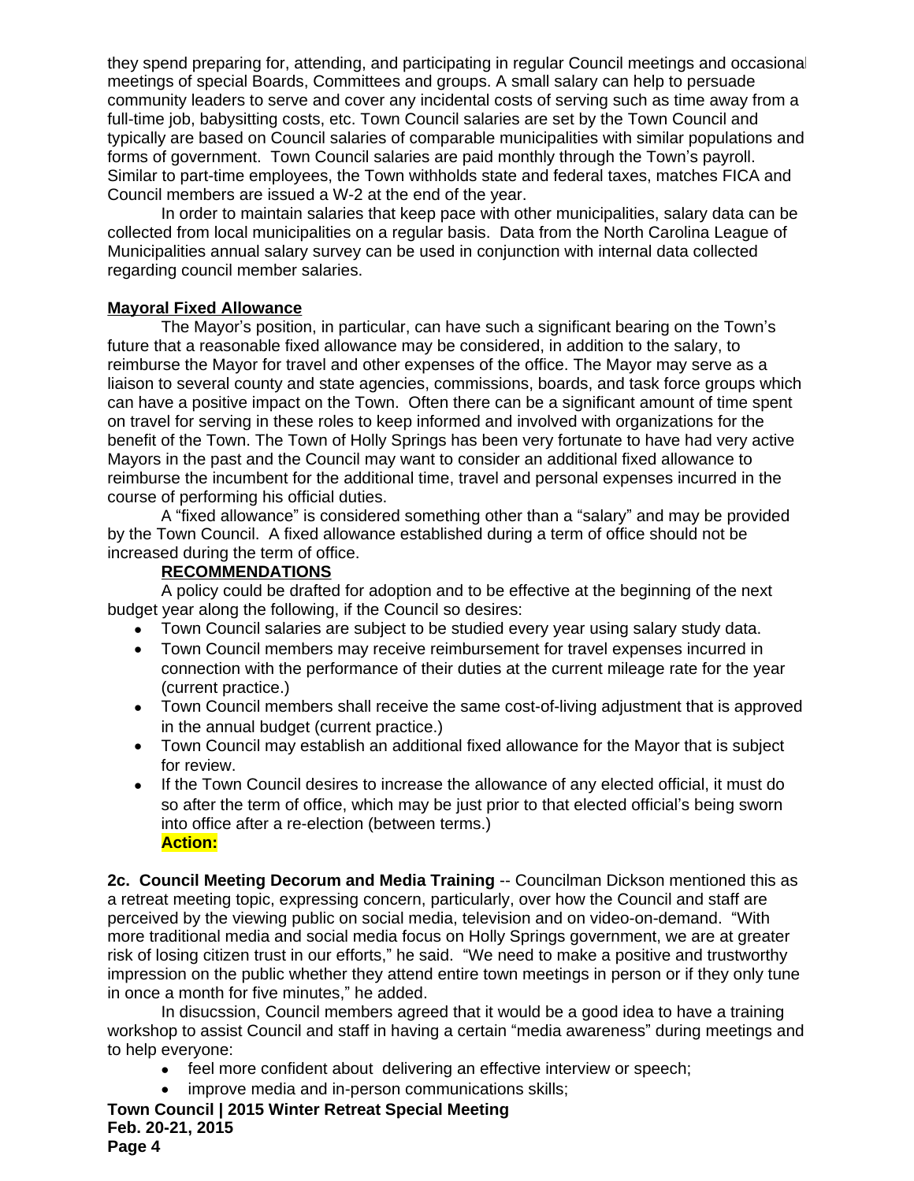they spend preparing for, attending, and participating in regular Council meetings and occasional meetings of special Boards, Committees and groups. A small salary can help to persuade community leaders to serve and cover any incidental costs of serving such as time away from a full-time job, babysitting costs, etc. Town Council salaries are set by the Town Council and typically are based on Council salaries of comparable municipalities with similar populations and forms of government. Town Council salaries are paid monthly through the Town's payroll. Similar to part-time employees, the Town withholds state and federal taxes, matches FICA and Council members are issued a W-2 at the end of the year.

In order to maintain salaries that keep pace with other municipalities, salary data can be collected from local municipalities on a regular basis. Data from the North Carolina League of Municipalities annual salary survey can be used in conjunction with internal data collected regarding council member salaries.

**Mayoral Fixed Allowance**

The Mayor's position, in particular, can have such a significant bearing on the Town's future that a reasonable fixed allowance may be considered, in addition to the salary, to reimburse the Mayor for travel and other expenses of the office. The Mayor may serve as a liaison to several county and state agencies, commissions, boards, and task force groups which can have a positive impact on the Town. Often there can be a significant amount of time spent on travel for serving in these roles to keep informed and involved with organizations for the benefit of the Town. The Town of Holly Springs has been very fortunate to have had very active Mayors in the past and the Council may want to consider an additional fixed allowance to reimburse the incumbent for the additional time, travel and personal expenses incurred in the course of performing his official duties.

A "fixed allowance" is considered something other than a "salary" and may be provided by the Town Council. A fixed allowance established during a term of office should not be increased during the term of office.

**RECOMMENDATIONS**

A policy could be drafted for adoption and to be effective at the beginning of the next budget year along the following, if the Council so desires:

- Town Council salaries are subject to be studied every year using salary study data.
- Town Council members may receive reimbursement for travel expenses incurred in connection with the performance of their duties at the current mileage rate for the year (current practice.)
- Town Council members shall receive the same cost-of-living adjustment that is approved in the annual budget (current practice.)
- Town Council may establish an additional fixed allowance for the Mayor that is subject for review.
- If the Town Council desires to increase the allowance of any elected official, it must do so after the term of office, which may be just prior to that elected official's being sworn into office after a re-election (between terms.)

**Action:**

**2c. Council Meeting Decorum and Media Training** -- Councilman Dickson mentioned this as a retreat meeting topic, expressing concern, particularly, over how the Council and staff are perceived by the viewing public on social media, television and on video-on-demand. "With more traditional media and social media focus on Holly Springs government, we are at greater risk of losing citizen trust in our efforts," he said. "We need to make a positive and trustworthy impression on the public whether they attend entire town meetings in person or if they only tune in once a month for five minutes," he added.

In disucssion, Council members agreed that it would be a good idea to have a training workshop to assist Council and staff in having a certain "media awareness" during meetings and to help everyone:

- feel more confident about delivering an effective interview or speech;
- improve media and in-person communications skills;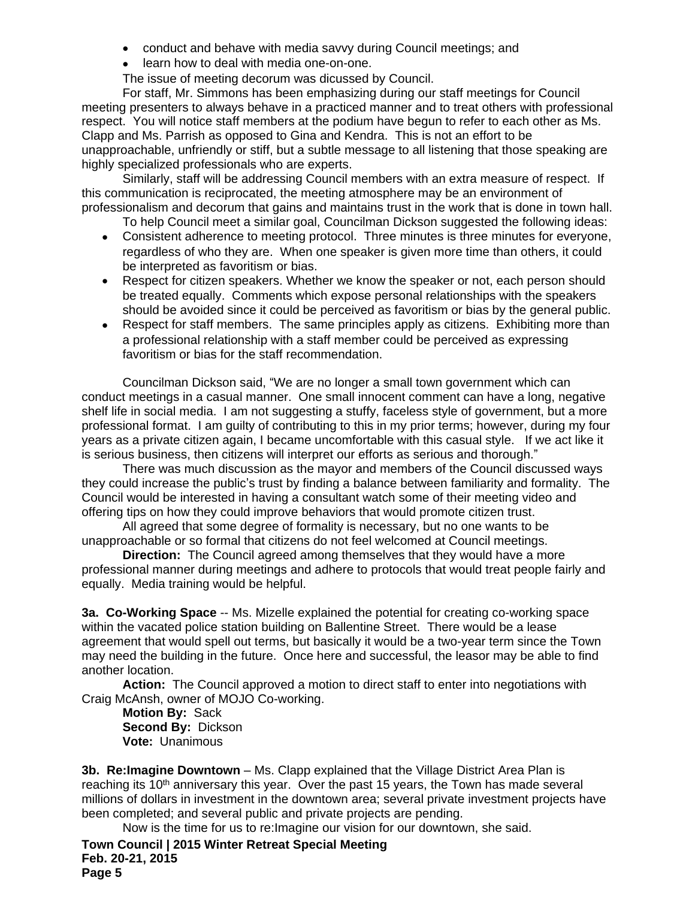- conduct and behave with media savvy during Council meetings; and
- learn how to deal with media one-on-one.

The issue of meeting decorum was dicussed by Council.

For staff, Mr. Simmons has been emphasizing during our staff meetings for Council meeting presenters to always behave in a practiced manner and to treat others with professional respect. You will notice staff members at the podium have begun to refer to each other as Ms. Clapp and Ms. Parrish as opposed to Gina and Kendra. This is not an effort to be unapproachable, unfriendly or stiff, but a subtle message to all listening that those speaking are highly specialized professionals who are experts.

Similarly, staff will be addressing Council members with an extra measure of respect. If this communication is reciprocated, the meeting atmosphere may be an environment of professionalism and decorum that gains and maintains trust in the work that is done in town hall.

To help Council meet a similar goal, Councilman Dickson suggested the following ideas:

- Consistent adherence to meeting protocol. Three minutes is three minutes for everyone, regardless of who they are. When one speaker is given more time than others, it could be interpreted as favoritism or bias.
- Respect for citizen speakers. Whether we know the speaker or not, each person should be treated equally. Comments which expose personal relationships with the speakers should be avoided since it could be perceived as favoritism or bias by the general public.
- Respect for staff members. The same principles apply as citizens. Exhibiting more than a professional relationship with a staff member could be perceived as expressing favoritism or bias for the staff recommendation.

Councilman Dickson said, "We are no longer a small town government which can conduct meetings in a casual manner. One small innocent comment can have a long, negative shelf life in social media. I am not suggesting a stuffy, faceless style of government, but a more professional format. I am guilty of contributing to this in my prior terms; however, during my four years as a private citizen again, I became uncomfortable with this casual style. If we act like it is serious business, then citizens will interpret our efforts as serious and thorough."

There was much discussion as the mayor and members of the Council discussed ways they could increase the public's trust by finding a balance between familiarity and formality. The Council would be interested in having a consultant watch some of their meeting video and offering tips on how they could improve behaviors that would promote citizen trust.

All agreed that some degree of formality is necessary, but no one wants to be unapproachable or so formal that citizens do not feel welcomed at Council meetings.

**Direction:** The Council agreed among themselves that they would have a more professional manner during meetings and adhere to protocols that would treat people fairly and equally. Media training would be helpful.

**3a. Co-Working Space** -- Ms. Mizelle explained the potential for creating co-working space within the vacated police station building on Ballentine Street. There would be a lease agreement that would spell out terms, but basically it would be a two-year term since the Town may need the building in the future. Once here and successful, the leasor may be able to find another location.

**Action:** The Council approved a motion to direct staff to enter into negotiations with Craig McAnsh, owner of MOJO Co-working.

**Motion By:** Sack
**Second By:** Dickson
**Vote:** Unanimous

**3b. Re:Imagine Downtown** – Ms. Clapp explained that the Village District Area Plan is reaching its 10th anniversary this year. Over the past 15 years, the Town has made several millions of dollars in investment in the downtown area; several private investment projects have been completed; and several public and private projects are pending.

Now is the time for us to re:Imagine our vision for our downtown, she said.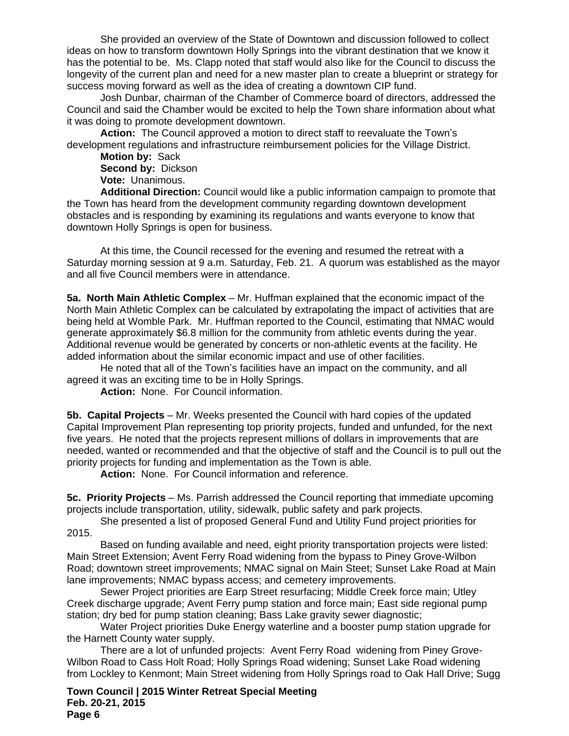She provided an overview of the State of Downtown and discussion followed to collect ideas on how to transform downtown Holly Springs into the vibrant destination that we know it has the potential to be. Ms. Clapp noted that staff would also like for the Council to discuss the longevity of the current plan and need for a new master plan to create a blueprint or strategy for success moving forward as well as the idea of creating a downtown CIP fund.

Josh Dunbar, chairman of the Chamber of Commerce board of directors, addressed the Council and said the Chamber would be excited to help the Town share information about what it was doing to promote development downtown.

**Action:** The Council approved a motion to direct staff to reevaluate the Town's development regulations and infrastructure reimbursement policies for the Village District.

**Motion by:** Sack
**Second by:** Dickson
**Vote:** Unanimous.

**Additional Direction:** Council would like a public information campaign to promote that the Town has heard from the development community regarding downtown development obstacles and is responding by examining its regulations and wants everyone to know that downtown Holly Springs is open for business.

At this time, the Council recessed for the evening and resumed the retreat with a Saturday morning session at 9 a.m. Saturday, Feb. 21. A quorum was established as the mayor and all five Council members were in attendance.

**5a. North Main Athletic Complex** – Mr. Huffman explained that the economic impact of the North Main Athletic Complex can be calculated by extrapolating the impact of activities that are being held at Womble Park. Mr. Huffman reported to the Council, estimating that NMAC would generate approximately $6.8 million for the community from athletic events during the year. Additional revenue would be generated by concerts or non-athletic events at the facility. He added information about the similar economic impact and use of other facilities.

He noted that all of the Town's facilities have an impact on the community, and all agreed it was an exciting time to be in Holly Springs.

**Action:** None. For Council information.

**5b. Capital Projects** – Mr. Weeks presented the Council with hard copies of the updated Capital Improvement Plan representing top priority projects, funded and unfunded, for the next five years. He noted that the projects represent millions of dollars in improvements that are needed, wanted or recommended and that the objective of staff and the Council is to pull out the priority projects for funding and implementation as the Town is able.

**Action:** None. For Council information and reference.

**5c. Priority Projects** – Ms. Parrish addressed the Council reporting that immediate upcoming projects include transportation, utility, sidewalk, public safety and park projects.

She presented a list of proposed General Fund and Utility Fund project priorities for 2015.

Based on funding available and need, eight priority transportation projects were listed: Main Street Extension; Avent Ferry Road widening from the bypass to Piney Grove-Wilbon Road; downtown street improvements; NMAC signal on Main Steet; Sunset Lake Road at Main lane improvements; NMAC bypass access; and cemetery improvements.

Sewer Project priorities are Earp Street resurfacing; Middle Creek force main; Utley Creek discharge upgrade; Avent Ferry pump station and force main; East side regional pump station; dry bed for pump station cleaning; Bass Lake gravity sewer diagnostic;

Water Project priorities Duke Energy waterline and a booster pump station upgrade for the Harnett County water supply.

There are a lot of unfunded projects: Avent Ferry Road widening from Piney Grove-Wilbon Road to Cass Holt Road; Holly Springs Road widening; Sunset Lake Road widening from Lockley to Kenmont; Main Street widening from Holly Springs road to Oak Hall Drive; Sugg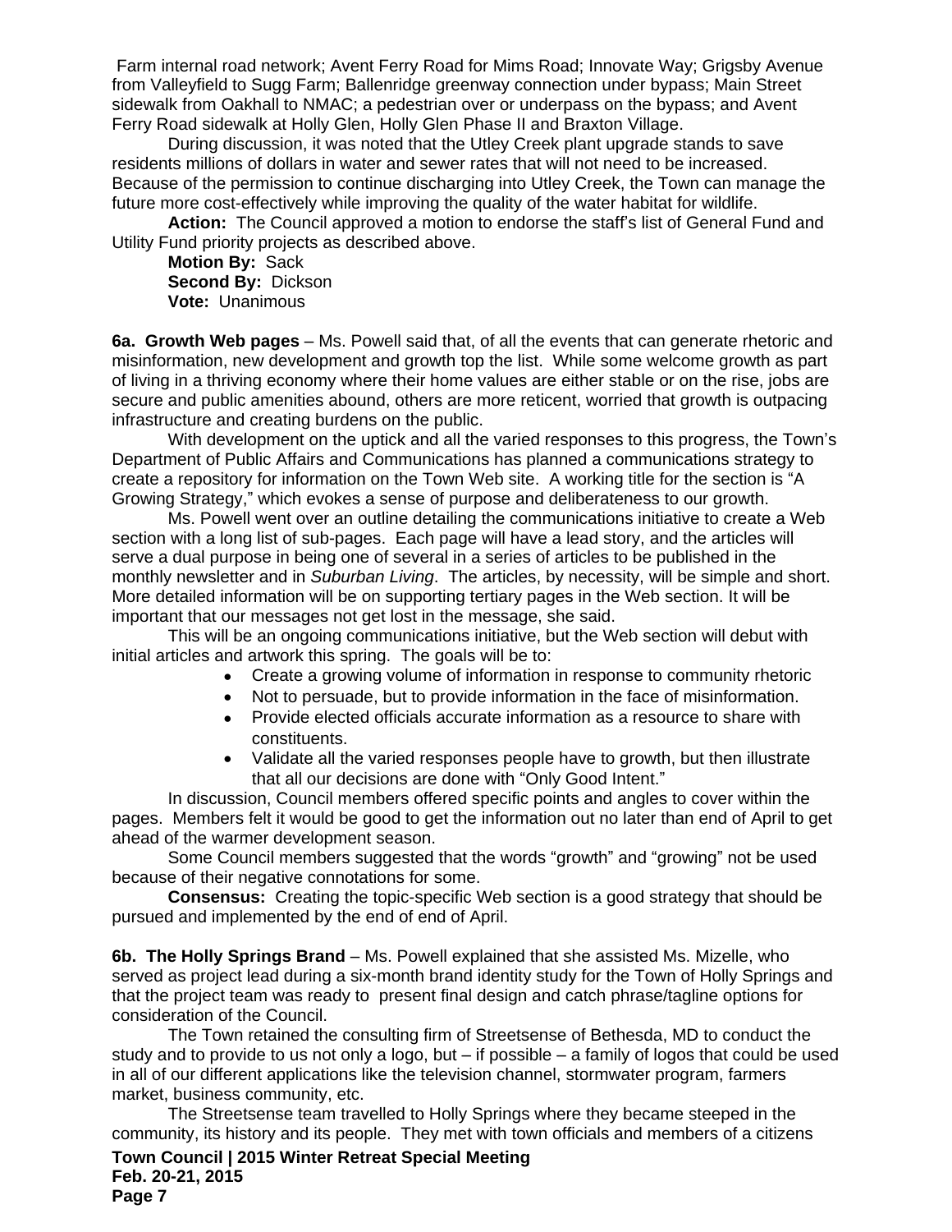Farm internal road network; Avent Ferry Road for Mims Road; Innovate Way; Grigsby Avenue from Valleyfield to Sugg Farm; Ballenridge greenway connection under bypass; Main Street sidewalk from Oakhall to NMAC; a pedestrian over or underpass on the bypass; and Avent Ferry Road sidewalk at Holly Glen, Holly Glen Phase II and Braxton Village.

During discussion, it was noted that the Utley Creek plant upgrade stands to save residents millions of dollars in water and sewer rates that will not need to be increased. Because of the permission to continue discharging into Utley Creek, the Town can manage the future more cost-effectively while improving the quality of the water habitat for wildlife.

**Action:** The Council approved a motion to endorse the staff's list of General Fund and Utility Fund priority projects as described above.

**Motion By:** Sack
**Second By:** Dickson
**Vote:** Unanimous

**6a. Growth Web pages** – Ms. Powell said that, of all the events that can generate rhetoric and misinformation, new development and growth top the list. While some welcome growth as part of living in a thriving economy where their home values are either stable or on the rise, jobs are secure and public amenities abound, others are more reticent, worried that growth is outpacing infrastructure and creating burdens on the public.

With development on the uptick and all the varied responses to this progress, the Town's Department of Public Affairs and Communications has planned a communications strategy to create a repository for information on the Town Web site. A working title for the section is "A Growing Strategy," which evokes a sense of purpose and deliberateness to our growth.

Ms. Powell went over an outline detailing the communications initiative to create a Web section with a long list of sub-pages. Each page will have a lead story, and the articles will serve a dual purpose in being one of several in a series of articles to be published in the monthly newsletter and in *Suburban Living*. The articles, by necessity, will be simple and short. More detailed information will be on supporting tertiary pages in the Web section. It will be important that our messages not get lost in the message, she said.

This will be an ongoing communications initiative, but the Web section will debut with initial articles and artwork this spring. The goals will be to:

- Create a growing volume of information in response to community rhetoric
- Not to persuade, but to provide information in the face of misinformation.
- Provide elected officials accurate information as a resource to share with constituents.
- Validate all the varied responses people have to growth, but then illustrate that all our decisions are done with "Only Good Intent."

In discussion, Council members offered specific points and angles to cover within the pages. Members felt it would be good to get the information out no later than end of April to get ahead of the warmer development season.

Some Council members suggested that the words "growth" and "growing" not be used because of their negative connotations for some.

**Consensus:** Creating the topic-specific Web section is a good strategy that should be pursued and implemented by the end of end of April.

**6b. The Holly Springs Brand** – Ms. Powell explained that she assisted Ms. Mizelle, who served as project lead during a six-month brand identity study for the Town of Holly Springs and that the project team was ready to present final design and catch phrase/tagline options for consideration of the Council.

The Town retained the consulting firm of Streetsense of Bethesda, MD to conduct the study and to provide to us not only a logo, but – if possible – a family of logos that could be used in all of our different applications like the television channel, stormwater program, farmers market, business community, etc.

The Streetsense team travelled to Holly Springs where they became steeped in the community, its history and its people. They met with town officials and members of a citizens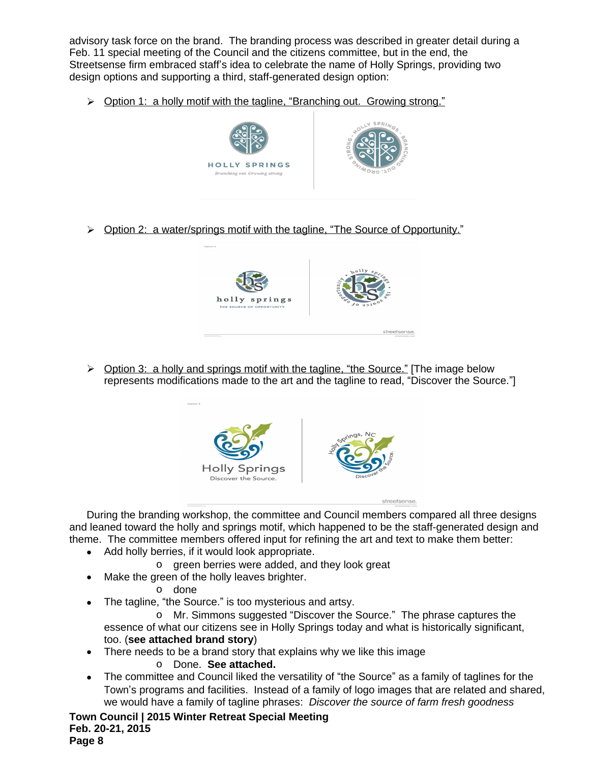advisory task force on the brand. The branding process was described in greater detail during a Feb. 11 special meeting of the Council and the citizens committee, but in the end, the Streetsense firm embraced staff's idea to celebrate the name of Holly Springs, providing two design options and supporting a third, staff-generated design option:

- Option 1: a holly motif with the tagline, "Branching out. Growing strong."

- Option 2: a water/springs motif with the tagline, "The Source of Opportunity."

- Option 3: a holly and springs motif with the tagline, "the Source." [The image below represents modifications made to the art and the tagline to read, "Discover the Source."]

During the branding workshop, the committee and Council members compared all three designs and leaned toward the holly and springs motif, which happened to be the staff-generated design and theme. The committee members offered input for refining the art and text to make them better:

- Add holly berries, if it would look appropriate.
  - green berries were added, and they look great
- Make the green of the holly leaves brighter.
  - done
- The tagline, "the Source." is too mysterious and artsy.
  - Mr. Simmons suggested "Discover the Source." The phrase captures the essence of what our citizens see in Holly Springs today and what is historically significant, too. (**see attached brand story**)
- There needs to be a brand story that explains why we like this image
  - Done. **See attached.**
- The committee and Council liked the versatility of "the Source" as a family of taglines for the Town's programs and facilities. Instead of a family of logo images that are related and shared, we would have a family of tagline phrases: *Discover the source of farm fresh goodness*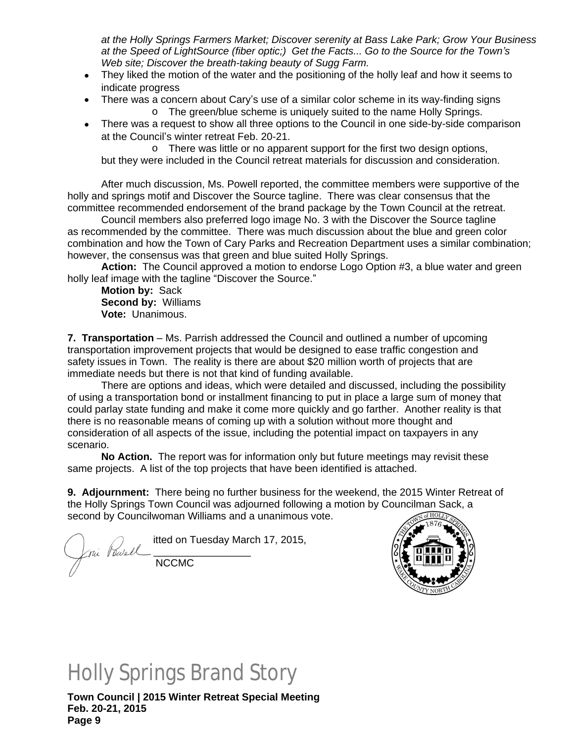*at the Holly Springs Farmers Market; Discover serenity at Bass Lake Park; Grow Your Business at the Speed of LightSource (fiber optic;) Get the Facts... Go to the Source for the Town's Web site; Discover the breath-taking beauty of Sugg Farm.*

- They liked the motion of the water and the positioning of the holly leaf and how it seems to indicate progress
- There was a concern about Cary's use of a similar color scheme in its way-finding signs
  - The green/blue scheme is uniquely suited to the name Holly Springs.
- There was a request to show all three options to the Council in one side-by-side comparison at the Council's winter retreat Feb. 20-21.
  - There was little or no apparent support for the first two design options, but they were included in the Council retreat materials for discussion and consideration.

After much discussion, Ms. Powell reported, the committee members were supportive of the holly and springs motif and Discover the Source tagline. There was clear consensus that the committee recommended endorsement of the brand package by the Town Council at the retreat.

Council members also preferred logo image No. 3 with the Discover the Source tagline as recommended by the committee. There was much discussion about the blue and green color combination and how the Town of Cary Parks and Recreation Department uses a similar combination; however, the consensus was that green and blue suited Holly Springs.

**Action:** The Council approved a motion to endorse Logo Option #3, a blue water and green holly leaf image with the tagline "Discover the Source."

**Motion by:** Sack
**Second by:** Williams
**Vote:** Unanimous.

**7. Transportation** – Ms. Parrish addressed the Council and outlined a number of upcoming transportation improvement projects that would be designed to ease traffic congestion and safety issues in Town. The reality is there are about $20 million worth of projects that are immediate needs but there is not that kind of funding available.

There are options and ideas, which were detailed and discussed, including the possibility of using a transportation bond or installment financing to put in place a large sum of money that could parlay state funding and make it come more quickly and go farther. Another reality is that there is no reasonable means of coming up with a solution without more thought and consideration of all aspects of the issue, including the potential impact on taxpayers in any scenario.

**No Action.** The report was for information only but future meetings may revisit these same projects. A list of the top projects that have been identified is attached.

**9. Adjournment:** There being no further business for the weekend, the 2015 Winter Retreat of the Holly Springs Town Council was adjourned following a motion by Councilman Sack, a second by Councilwoman Williams and a unanimous vote.

itted on Tuesday March 17, 2015,

________________
NCCMC

# Holly Springs Brand Story

**Town Council | 2015 Winter Retreat Special Meeting**
**Feb. 20-21, 2015**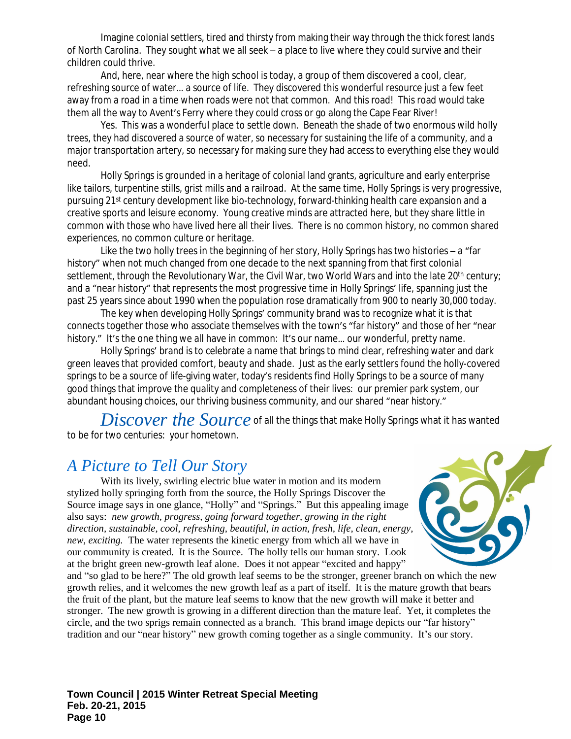Imagine colonial settlers, tired and thirsty from making their way through the thick forest lands of North Carolina. They sought what we all seek – a place to live where they could survive and their children could thrive.

And, here, near where the high school is today, a group of them discovered a cool, clear, refreshing source of water… a source of life. They discovered this wonderful resource just a few feet away from a road in a time when roads were not that common. And this road! This road would take them all the way to Avent's Ferry where they could cross or go along the Cape Fear River!

Yes. This was a wonderful place to settle down. Beneath the shade of two enormous wild holly trees, they had discovered a source of water, so necessary for sustaining the life of a community, and a major transportation artery, so necessary for making sure they had access to everything else they would need.

Holly Springs is grounded in a heritage of colonial land grants, agriculture and early enterprise like tailors, turpentine stills, grist mills and a railroad. At the same time, Holly Springs is very progressive, pursuing 21st century development like bio-technology, forward-thinking health care expansion and a creative sports and leisure economy. Young creative minds are attracted here, but they share little in common with those who have lived here all their lives. There is no common history, no common shared experiences, no common culture or heritage.

Like the two holly trees in the beginning of her story, Holly Springs has two histories – a "far history" when not much changed from one decade to the next spanning from that first colonial settlement, through the Revolutionary War, the Civil War, two World Wars and into the late 20th century; and a "near history" that represents the most progressive time in Holly Springs' life, spanning just the past 25 years since about 1990 when the population rose dramatically from 900 to nearly 30,000 today.

The key when developing Holly Springs' community brand was to recognize what it is that connects together those who associate themselves with the town's "far history" and those of her "near history." It's the one thing we all have in common: It's our name… our wonderful, pretty name.

Holly Springs' brand is to celebrate a name that brings to mind clear, refreshing water and dark green leaves that provided comfort, beauty and shade. Just as the early settlers found the holly-covered springs to be a source of life-giving water, today's residents find Holly Springs to be a source of many good things that improve the quality and completeness of their lives: our premier park system, our abundant housing choices, our thriving business community, and our shared "near history."

*Discover the Source* of all the things that make Holly Springs what it has wanted to be for two centuries: your hometown.

## *A Picture to Tell Our Story*

With its lively, swirling electric blue water in motion and its modern stylized holly springing forth from the source, the Holly Springs Discover the Source image says in one glance, "Holly" and "Springs." But this appealing image also says: *new growth, progress, going forward together, growing in the right direction, sustainable, cool, refreshing, beautiful, in action, fresh, life, clean, energy, new, exciting.* The water represents the kinetic energy from which all we have in our community is created. It is the Source. The holly tells our human story. Look at the bright green new-growth leaf alone. Does it not appear "excited and happy" and "so glad to be here?" The old growth leaf seems to be the stronger, greener branch on which the new growth relies, and it welcomes the new growth leaf as a part of itself. It is the mature growth that bears the fruit of the plant, but the mature leaf seems to know that the new growth will make it better and stronger. The new growth is growing in a different direction than the mature leaf. Yet, it completes the circle, and the two sprigs remain connected as a branch. This brand image depicts our "far history" tradition and our "near history" new growth coming together as a single community. It's our story.